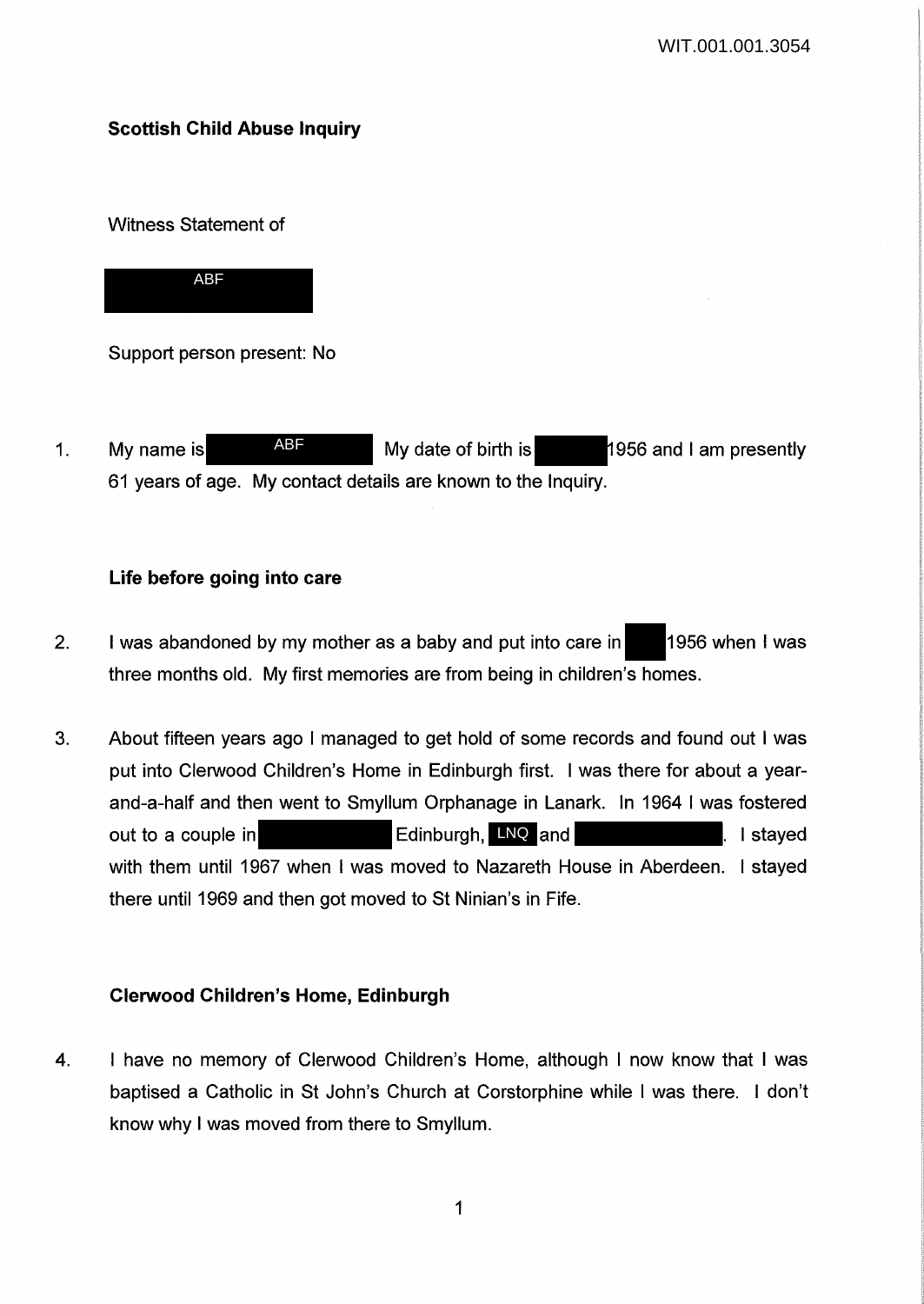WIT.001.001.3054

**Scottish Child Abuse Inquiry**

Witness Statement of

ABF

Support person present: No

1. My name is ABF My date of birth is 1956 and I am presently 61 years of age. My contact details are known to the Inquiry.

**Life before going into care**

2. I was abandoned by my mother as a baby and put into care in 1956 when I was three months old. My first memories are from being in children's homes.

3. About fifteen years ago I managed to get hold of some records and found out I was put into Clerwood Children's Home in Edinburgh first. I was there for about a year-and-a-half and then went to Smyllum Orphanage in Lanark. In 1964 I was fostered out to a couple in Edinburgh, LNQ and . I stayed with them until 1967 when I was moved to Nazareth House in Aberdeen. I stayed there until 1969 and then got moved to St Ninian's in Fife.

**Clerwood Children's Home, Edinburgh**

4. I have no memory of Clerwood Children's Home, although I now know that I was baptised a Catholic in St John's Church at Corstorphine while I was there. I don't know why I was moved from there to Smyllum.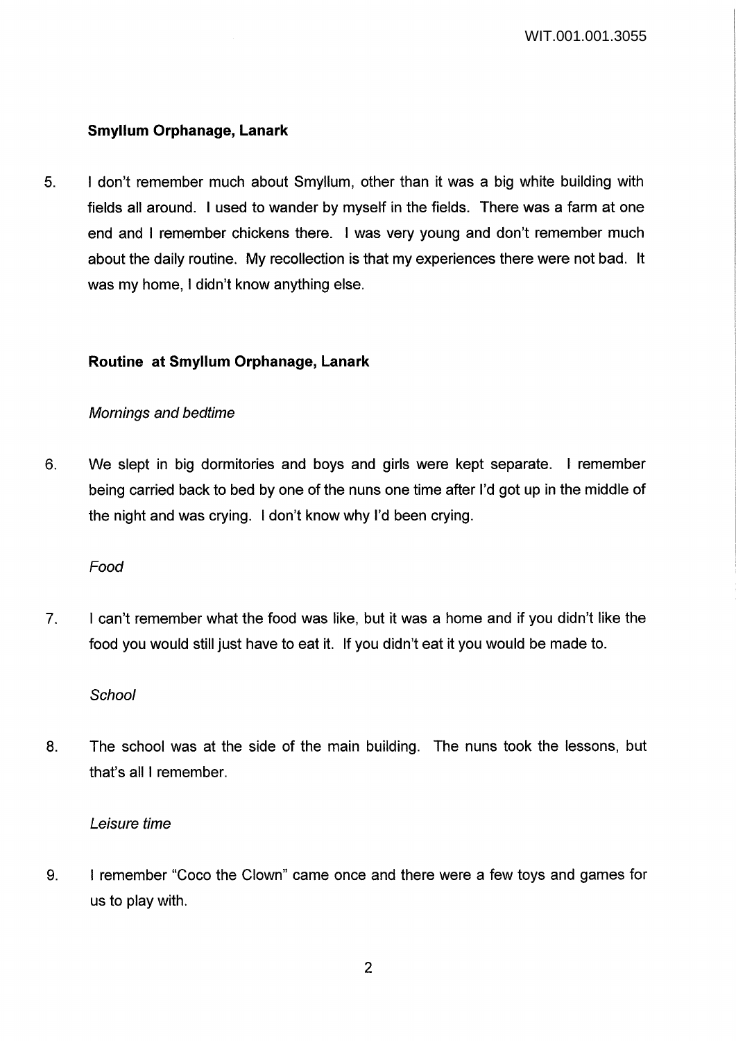## Smyllum Orphanage, Lanark

5. I don't remember much about Smyllum, other than it was a big white building with fields all around. I used to wander by myself in the fields. There was a farm at one end and I remember chickens there. I was very young and don't remember much about the daily routine. My recollection is that my experiences there were not bad. It was my home, I didn't know anything else.

## Routine at Smyllum Orphanage, Lanark

### *Mornings and bedtime*

6. We slept in big dormitories and boys and girls were kept separate. I remember being carried back to bed by one of the nuns one time after I'd got up in the middle of the night and was crying. I don't know why I'd been crying.

### *Food*

7. I can't remember what the food was like, but it was a home and if you didn't like the food you would still just have to eat it. If you didn't eat it you would be made to.

### *School*

8. The school was at the side of the main building. The nuns took the lessons, but that's all I remember.

### *Leisure time*

9. I remember "Coco the Clown" came once and there were a few toys and games for us to play with.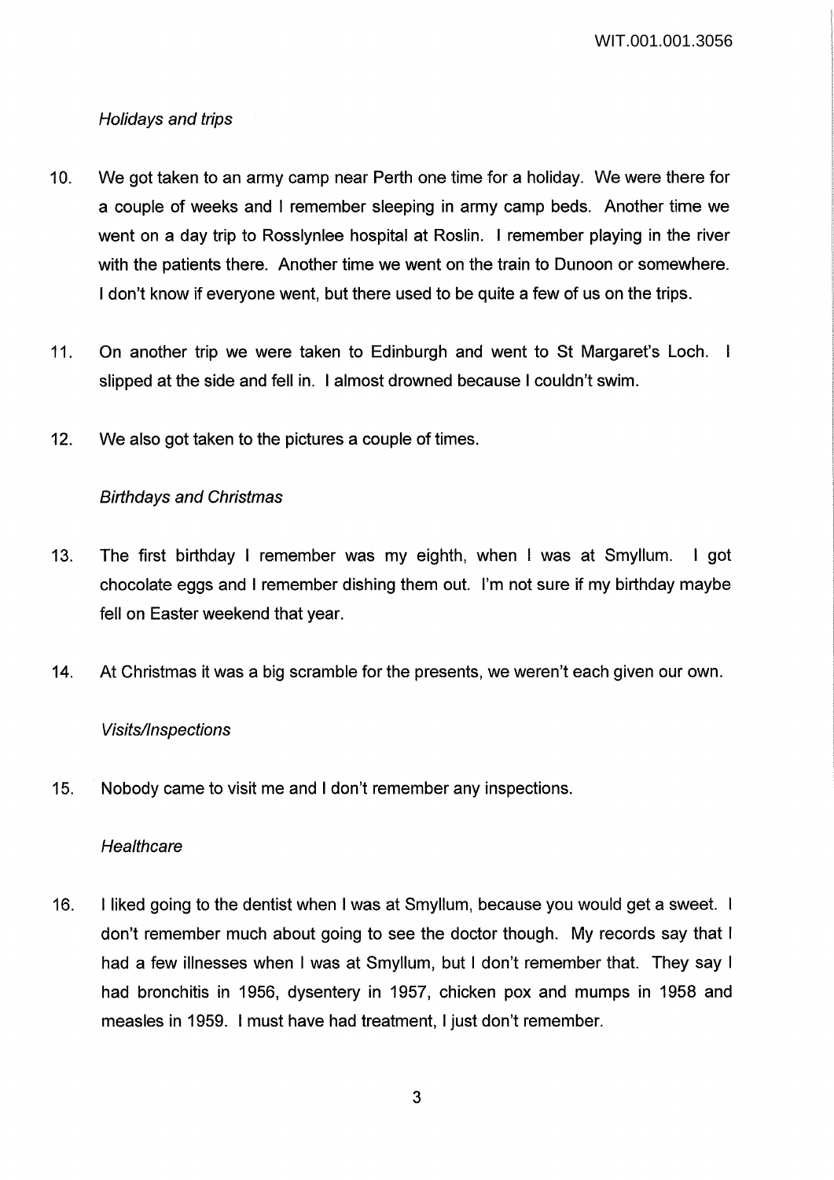*Holidays and trips*

10. We got taken to an army camp near Perth one time for a holiday. We were there for a couple of weeks and I remember sleeping in army camp beds. Another time we went on a day trip to Rosslynlee hospital at Roslin. I remember playing in the river with the patients there. Another time we went on the train to Dunoon or somewhere. I don't know if everyone went, but there used to be quite a few of us on the trips.

11. On another trip we were taken to Edinburgh and went to St Margaret's Loch. I slipped at the side and fell in. I almost drowned because I couldn't swim.

12. We also got taken to the pictures a couple of times.

*Birthdays and Christmas*

13. The first birthday I remember was my eighth, when I was at Smyllum. I got chocolate eggs and I remember dishing them out. I'm not sure if my birthday maybe fell on Easter weekend that year.

14. At Christmas it was a big scramble for the presents, we weren't each given our own.

*Visits/Inspections*

15. Nobody came to visit me and I don't remember any inspections.

*Healthcare*

16. I liked going to the dentist when I was at Smyllum, because you would get a sweet. I don't remember much about going to see the doctor though. My records say that I had a few illnesses when I was at Smyllum, but I don't remember that. They say I had bronchitis in 1956, dysentery in 1957, chicken pox and mumps in 1958 and measles in 1959. I must have had treatment, I just don't remember.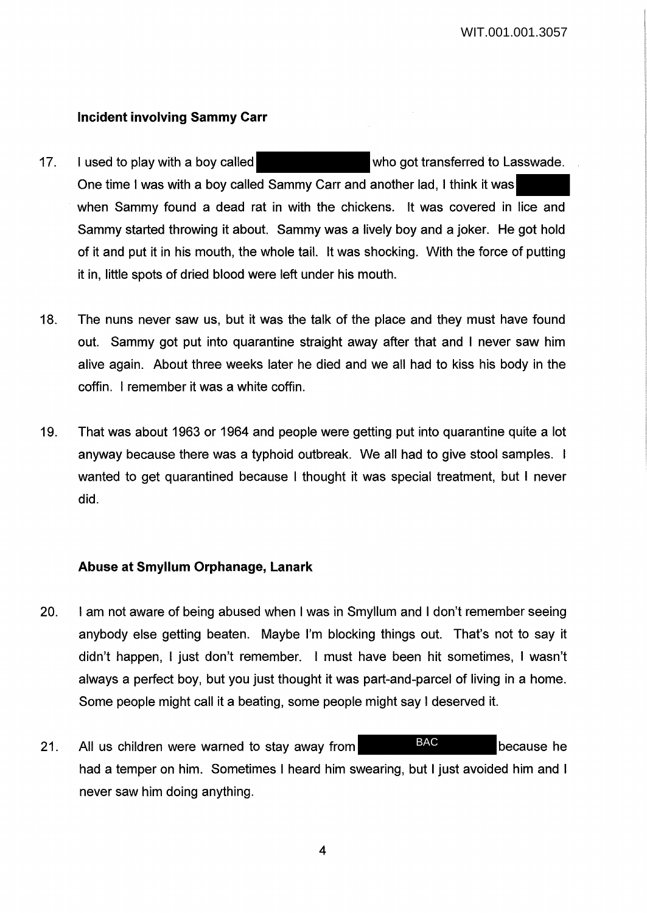### Incident involving Sammy Carr

17. I used to play with a boy called [REDACTED] who got transferred to Lasswade. One time I was with a boy called Sammy Carr and another lad, I think it was [REDACTED] when Sammy found a dead rat in with the chickens. It was covered in lice and Sammy started throwing it about. Sammy was a lively boy and a joker. He got hold of it and put it in his mouth, the whole tail. It was shocking. With the force of putting it in, little spots of dried blood were left under his mouth.

18. The nuns never saw us, but it was the talk of the place and they must have found out. Sammy got put into quarantine straight away after that and I never saw him alive again. About three weeks later he died and we all had to kiss his body in the coffin. I remember it was a white coffin.

19. That was about 1963 or 1964 and people were getting put into quarantine quite a lot anyway because there was a typhoid outbreak. We all had to give stool samples. I wanted to get quarantined because I thought it was special treatment, but I never did.

### Abuse at Smyllum Orphanage, Lanark

20. I am not aware of being abused when I was in Smyllum and I don't remember seeing anybody else getting beaten. Maybe I'm blocking things out. That's not to say it didn't happen, I just don't remember. I must have been hit sometimes, I wasn't always a perfect boy, but you just thought it was part-and-parcel of living in a home. Some people might call it a beating, some people might say I deserved it.

21. All us children were warned to stay away from BAC because he had a temper on him. Sometimes I heard him swearing, but I just avoided him and I never saw him doing anything.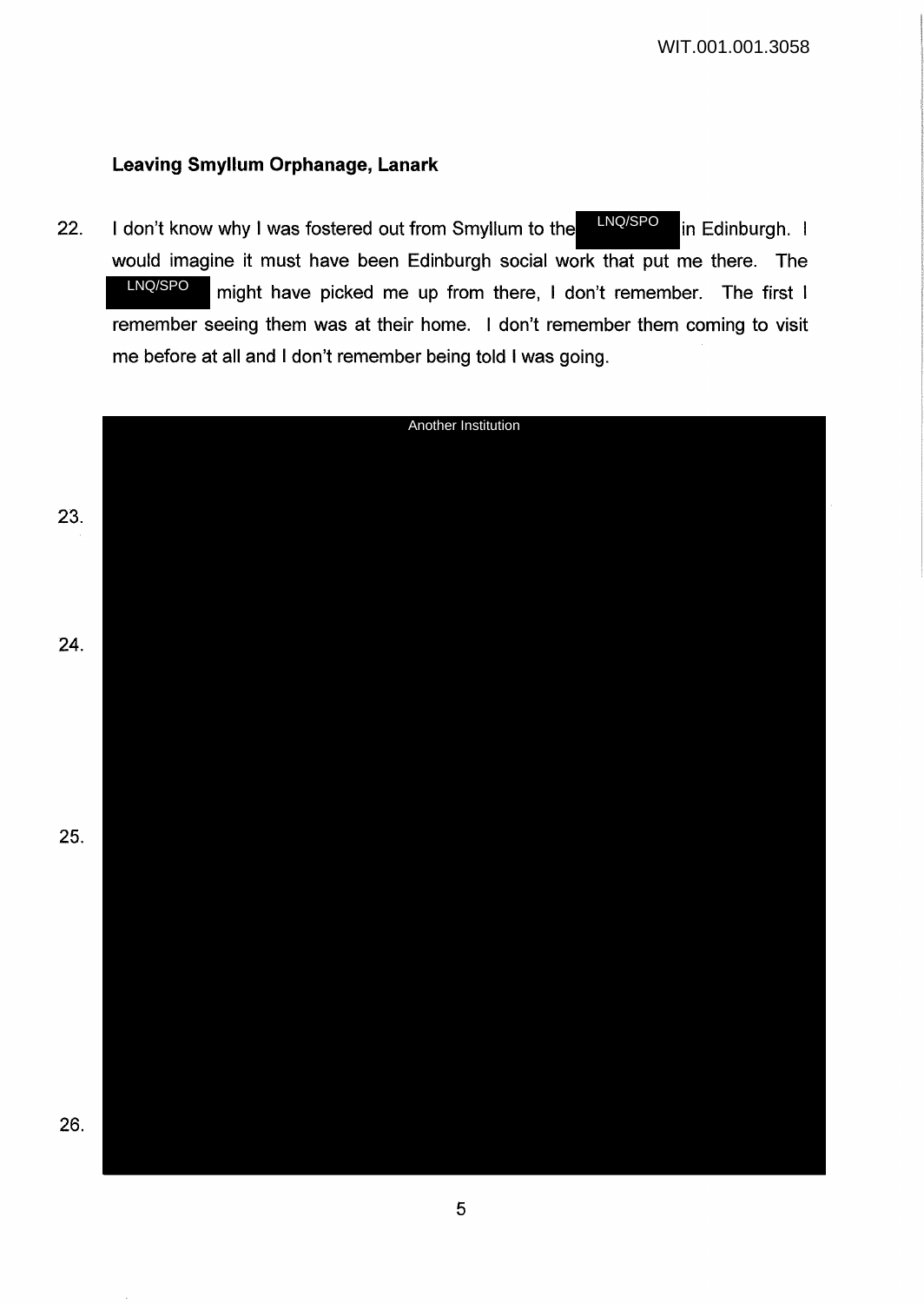**Leaving Smyllum Orphanage, Lanark**

22. I don't know why I was fostered out from Smyllum to the LNQ/SPO in Edinburgh. I would imagine it must have been Edinburgh social work that put me there. The LNQ/SPO might have picked me up from there, I don't remember. The first I remember seeing them was at their home. I don't remember them coming to visit me before at all and I don't remember being told I was going.

Another Institution

23.

24.

25.

26.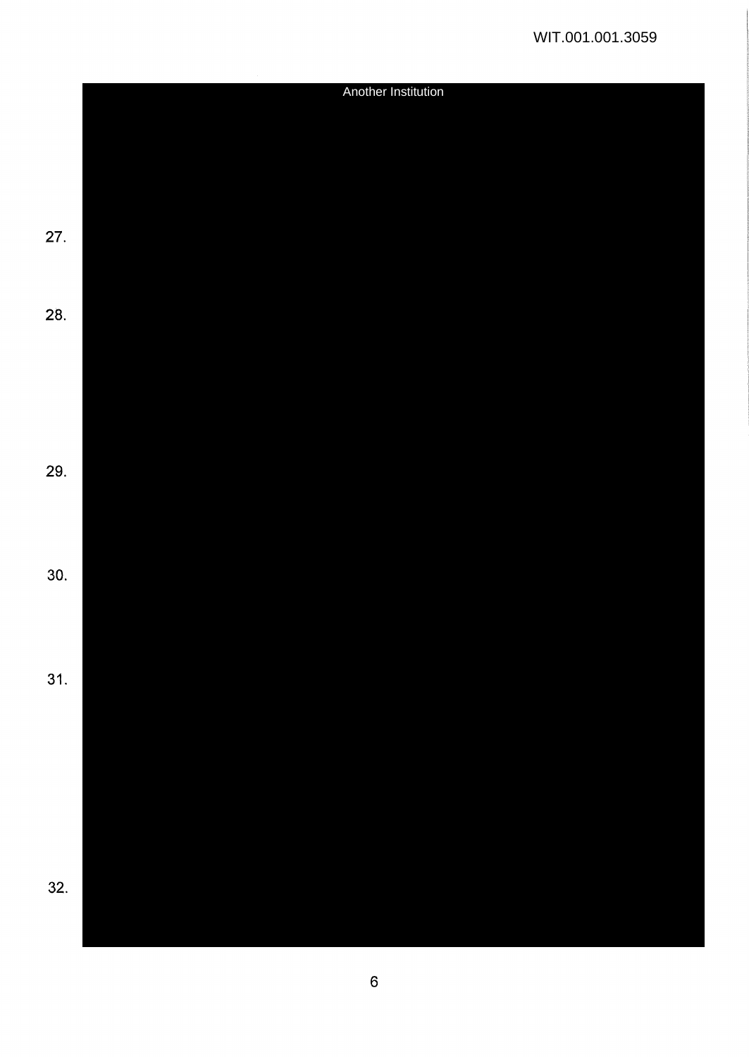Another Institution

27.

28.

29.

30.

31.

32.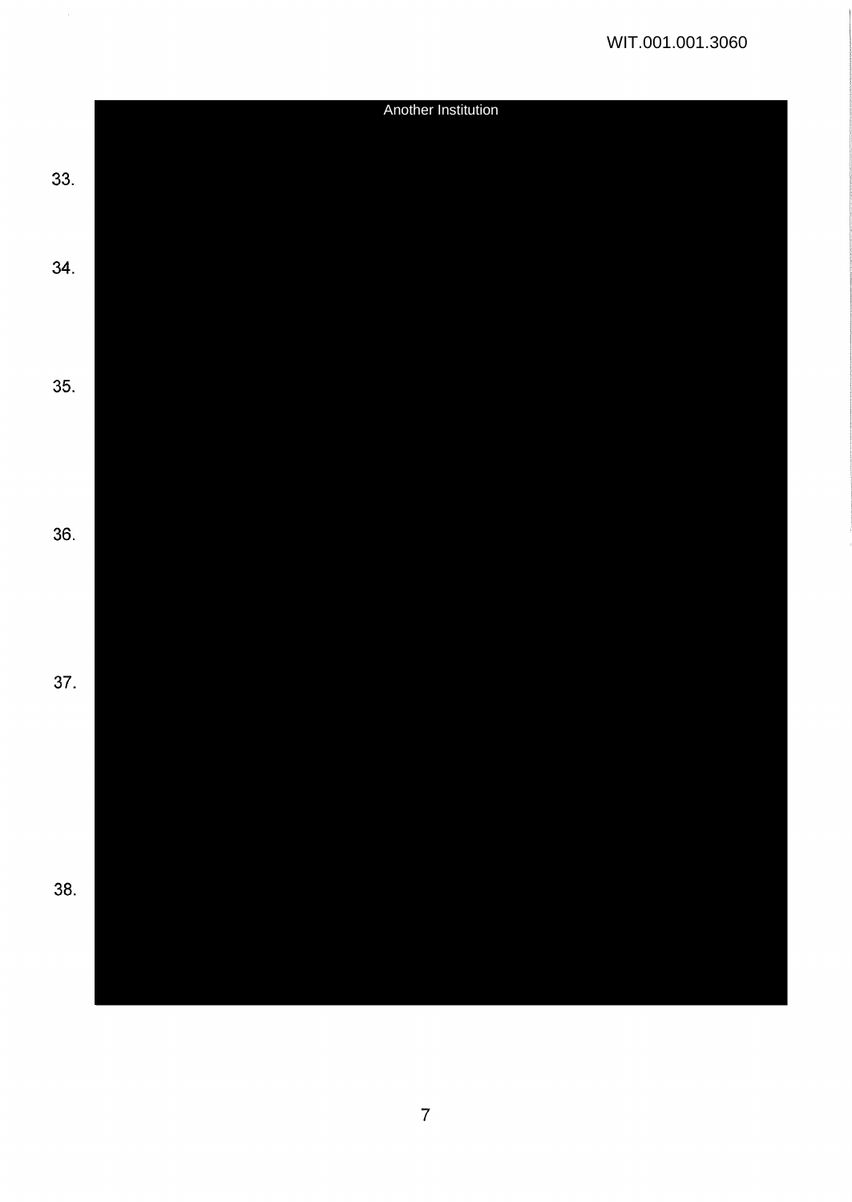Another Institution

33.

34.

35.

36.

37.

38.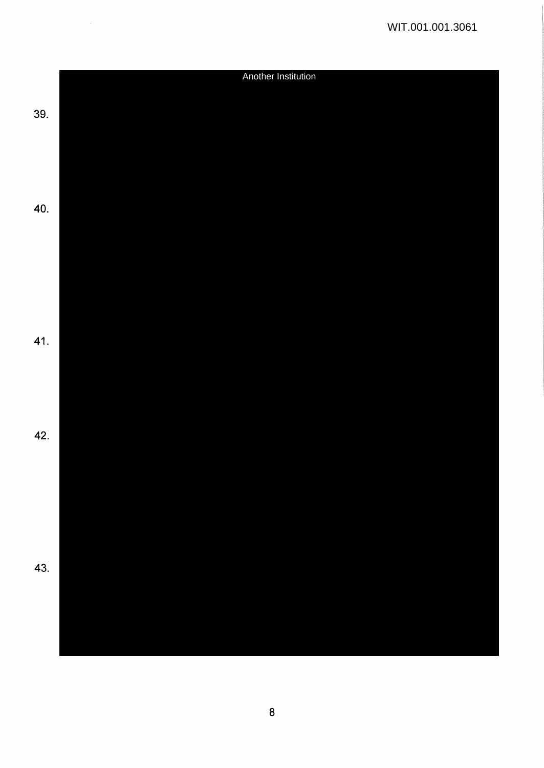Another Institution

39.

40.

41.

42.

43.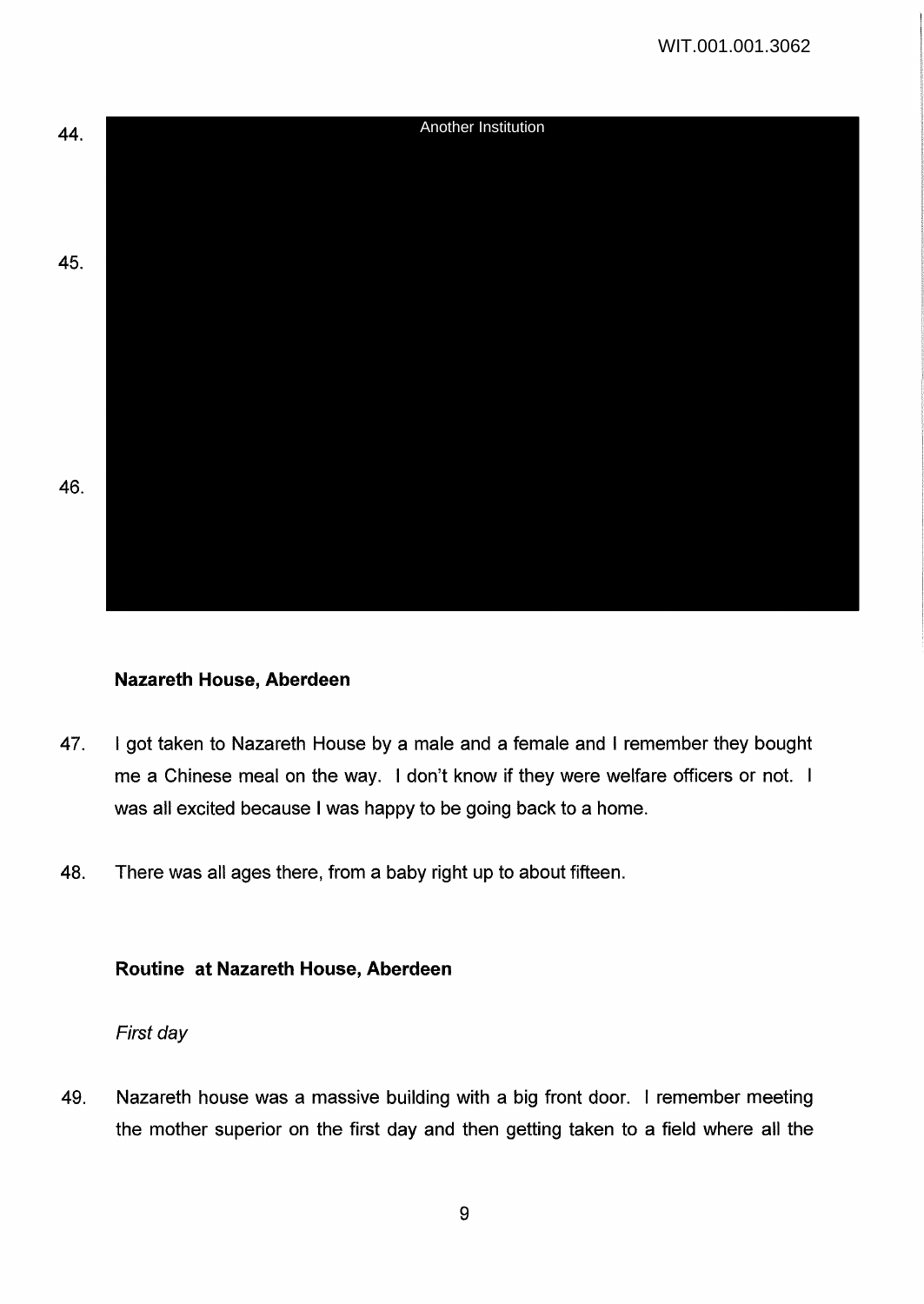44. Another Institution

45.

46.

**Nazareth House, Aberdeen**

47. I got taken to Nazareth House by a male and a female and I remember they bought me a Chinese meal on the way. I don't know if they were welfare officers or not. I was all excited because I was happy to be going back to a home.

48. There was all ages there, from a baby right up to about fifteen.

**Routine at Nazareth House, Aberdeen**

*First day*

49. Nazareth house was a massive building with a big front door. I remember meeting the mother superior on the first day and then getting taken to a field where all the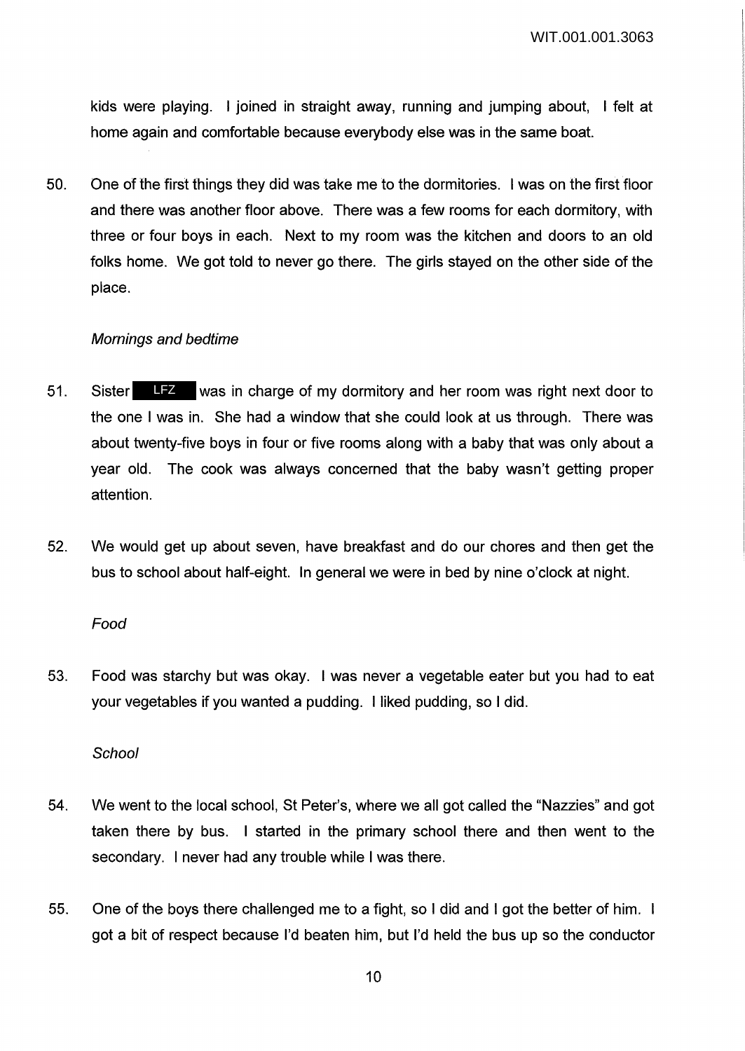kids were playing. I joined in straight away, running and jumping about, I felt at home again and comfortable because everybody else was in the same boat.

50. One of the first things they did was take me to the dormitories. I was on the first floor and there was another floor above. There was a few rooms for each dormitory, with three or four boys in each. Next to my room was the kitchen and doors to an old folks home. We got told to never go there. The girls stayed on the other side of the place.

*Mornings and bedtime*

51. Sister LFZ was in charge of my dormitory and her room was right next door to the one I was in. She had a window that she could look at us through. There was about twenty-five boys in four or five rooms along with a baby that was only about a year old. The cook was always concerned that the baby wasn't getting proper attention.

52. We would get up about seven, have breakfast and do our chores and then get the bus to school about half-eight. In general we were in bed by nine o'clock at night.

*Food*

53. Food was starchy but was okay. I was never a vegetable eater but you had to eat your vegetables if you wanted a pudding. I liked pudding, so I did.

*School*

54. We went to the local school, St Peter's, where we all got called the "Nazzies" and got taken there by bus. I started in the primary school there and then went to the secondary. I never had any trouble while I was there.

55. One of the boys there challenged me to a fight, so I did and I got the better of him. I got a bit of respect because I'd beaten him, but I'd held the bus up so the conductor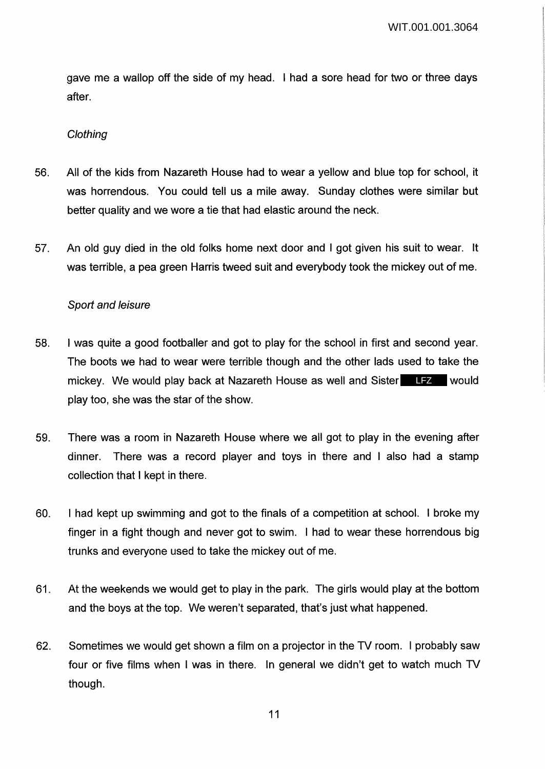gave me a wallop off the side of my head. I had a sore head for two or three days after.

*Clothing*

56. All of the kids from Nazareth House had to wear a yellow and blue top for school, it was horrendous. You could tell us a mile away. Sunday clothes were similar but better quality and we wore a tie that had elastic around the neck.

57. An old guy died in the old folks home next door and I got given his suit to wear. It was terrible, a pea green Harris tweed suit and everybody took the mickey out of me.

*Sport and leisure*

58. I was quite a good footballer and got to play for the school in first and second year. The boots we had to wear were terrible though and the other lads used to take the mickey. We would play back at Nazareth House as well and Sister LFZ would play too, she was the star of the show.

59. There was a room in Nazareth House where we all got to play in the evening after dinner. There was a record player and toys in there and I also had a stamp collection that I kept in there.

60. I had kept up swimming and got to the finals of a competition at school. I broke my finger in a fight though and never got to swim. I had to wear these horrendous big trunks and everyone used to take the mickey out of me.

61. At the weekends we would get to play in the park. The girls would play at the bottom and the boys at the top. We weren't separated, that's just what happened.

62. Sometimes we would get shown a film on a projector in the TV room. I probably saw four or five films when I was in there. In general we didn't get to watch much TV though.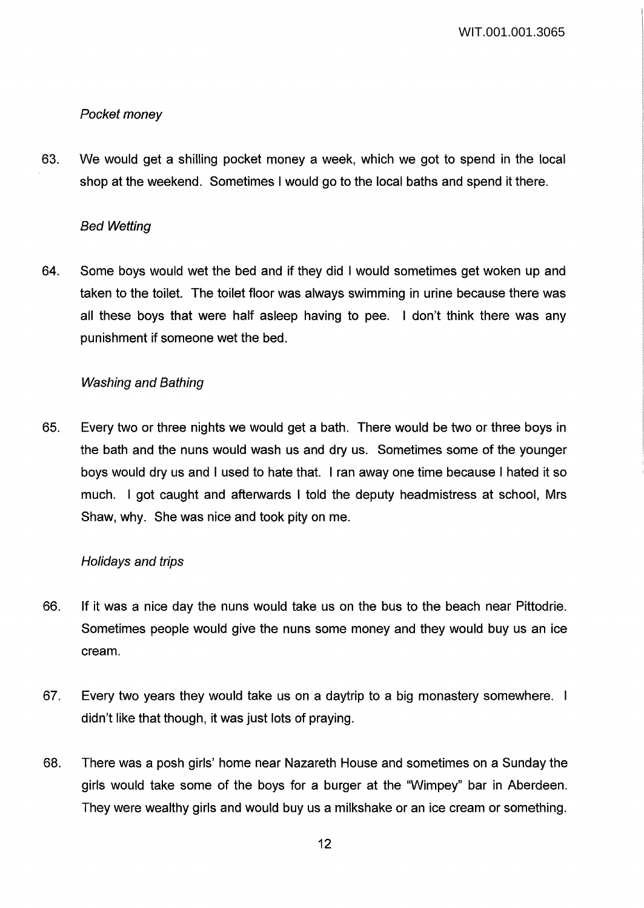*Pocket money*

63. We would get a shilling pocket money a week, which we got to spend in the local shop at the weekend. Sometimes I would go to the local baths and spend it there.

*Bed Wetting*

64. Some boys would wet the bed and if they did I would sometimes get woken up and taken to the toilet. The toilet floor was always swimming in urine because there was all these boys that were half asleep having to pee. I don't think there was any punishment if someone wet the bed.

*Washing and Bathing*

65. Every two or three nights we would get a bath. There would be two or three boys in the bath and the nuns would wash us and dry us. Sometimes some of the younger boys would dry us and I used to hate that. I ran away one time because I hated it so much. I got caught and afterwards I told the deputy headmistress at school, Mrs Shaw, why. She was nice and took pity on me.

*Holidays and trips*

66. If it was a nice day the nuns would take us on the bus to the beach near Pittodrie. Sometimes people would give the nuns some money and they would buy us an ice cream.

67. Every two years they would take us on a daytrip to a big monastery somewhere. I didn't like that though, it was just lots of praying.

68. There was a posh girls' home near Nazareth House and sometimes on a Sunday the girls would take some of the boys for a burger at the "Wimpey" bar in Aberdeen. They were wealthy girls and would buy us a milkshake or an ice cream or something.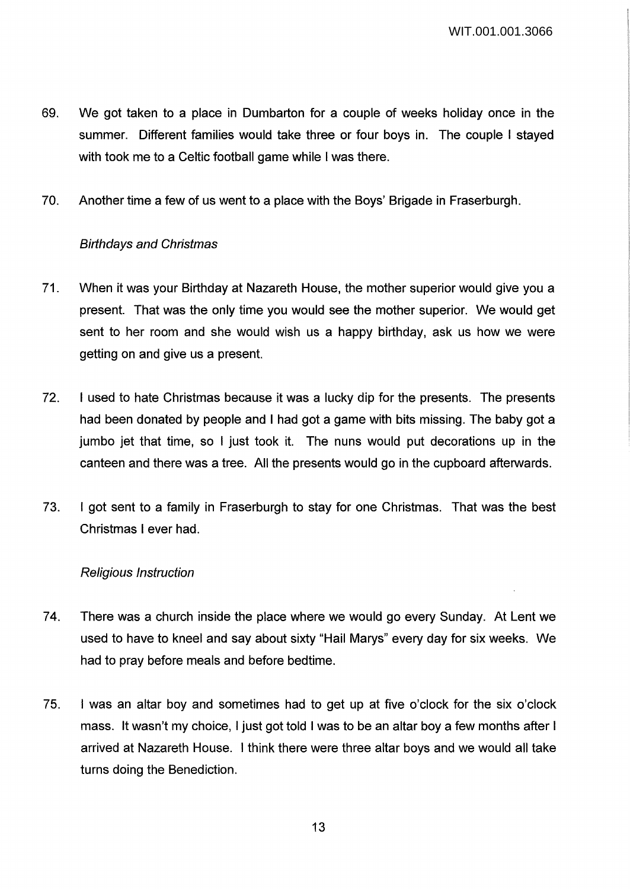69. We got taken to a place in Dumbarton for a couple of weeks holiday once in the summer. Different families would take three or four boys in. The couple I stayed with took me to a Celtic football game while I was there.

70. Another time a few of us went to a place with the Boys' Brigade in Fraserburgh.

*Birthdays and Christmas*

71. When it was your Birthday at Nazareth House, the mother superior would give you a present. That was the only time you would see the mother superior. We would get sent to her room and she would wish us a happy birthday, ask us how we were getting on and give us a present.

72. I used to hate Christmas because it was a lucky dip for the presents. The presents had been donated by people and I had got a game with bits missing. The baby got a jumbo jet that time, so I just took it. The nuns would put decorations up in the canteen and there was a tree. All the presents would go in the cupboard afterwards.

73. I got sent to a family in Fraserburgh to stay for one Christmas. That was the best Christmas I ever had.

*Religious Instruction*

74. There was a church inside the place where we would go every Sunday. At Lent we used to have to kneel and say about sixty "Hail Marys" every day for six weeks. We had to pray before meals and before bedtime.

75. I was an altar boy and sometimes had to get up at five o'clock for the six o'clock mass. It wasn't my choice, I just got told I was to be an altar boy a few months after I arrived at Nazareth House. I think there were three altar boys and we would all take turns doing the Benediction.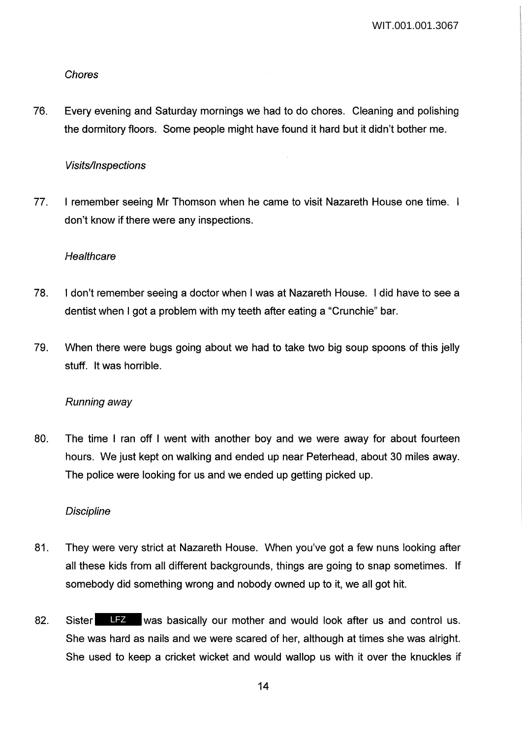*Chores*

76. Every evening and Saturday mornings we had to do chores. Cleaning and polishing the dormitory floors. Some people might have found it hard but it didn't bother me.

*Visits/Inspections*

77. I remember seeing Mr Thomson when he came to visit Nazareth House one time. I don't know if there were any inspections.

*Healthcare*

78. I don't remember seeing a doctor when I was at Nazareth House. I did have to see a dentist when I got a problem with my teeth after eating a "Crunchie" bar.

79. When there were bugs going about we had to take two big soup spoons of this jelly stuff. It was horrible.

*Running away*

80. The time I ran off I went with another boy and we were away for about fourteen hours. We just kept on walking and ended up near Peterhead, about 30 miles away. The police were looking for us and we ended up getting picked up.

*Discipline*

81. They were very strict at Nazareth House. When you've got a few nuns looking after all these kids from all different backgrounds, things are going to snap sometimes. If somebody did something wrong and nobody owned up to it, we all got hit.

82. Sister LFZ was basically our mother and would look after us and control us. She was hard as nails and we were scared of her, although at times she was alright. She used to keep a cricket wicket and would wallop us with it over the knuckles if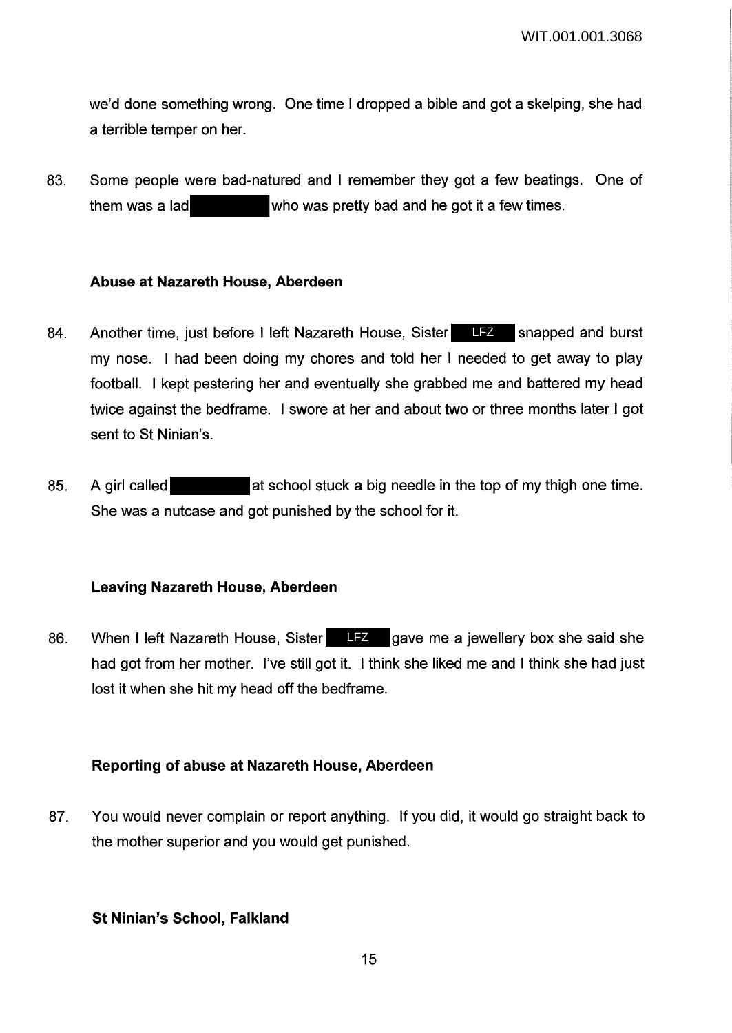we'd done something wrong. One time I dropped a bible and got a skelping, she had a terrible temper on her.

83. Some people were bad-natured and I remember they got a few beatings. One of them was a lad [redacted] who was pretty bad and he got it a few times.

### Abuse at Nazareth House, Aberdeen

84. Another time, just before I left Nazareth House, Sister LFZ snapped and burst my nose. I had been doing my chores and told her I needed to get away to play football. I kept pestering her and eventually she grabbed me and battered my head twice against the bedframe. I swore at her and about two or three months later I got sent to St Ninian's.

85. A girl called [redacted] at school stuck a big needle in the top of my thigh one time. She was a nutcase and got punished by the school for it.

### Leaving Nazareth House, Aberdeen

86. When I left Nazareth House, Sister LFZ gave me a jewellery box she said she had got from her mother. I've still got it. I think she liked me and I think she had just lost it when she hit my head off the bedframe.

### Reporting of abuse at Nazareth House, Aberdeen

87. You would never complain or report anything. If you did, it would go straight back to the mother superior and you would get punished.

### St Ninian's School, Falkland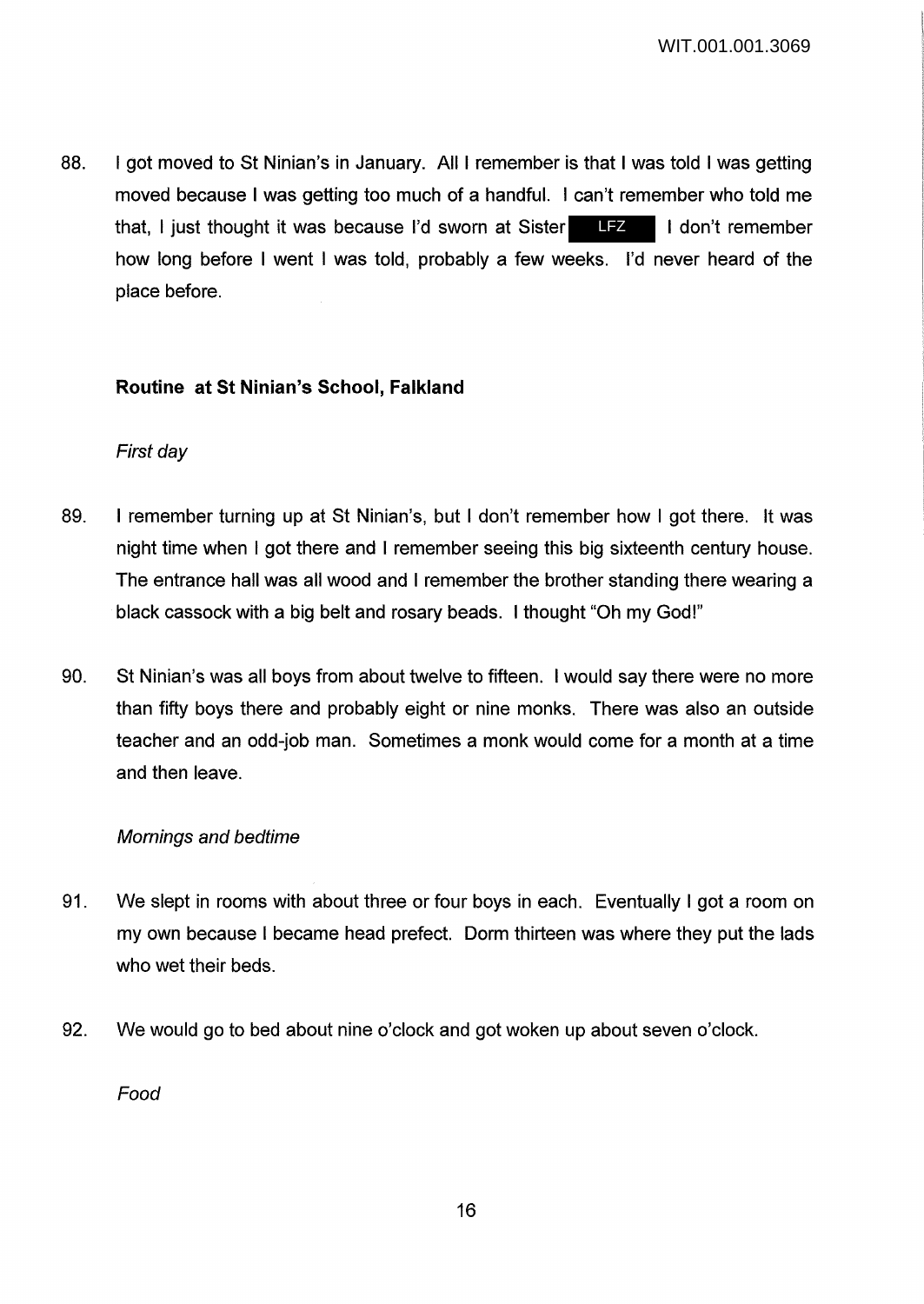88. I got moved to St Ninian's in January. All I remember is that I was told I was getting moved because I was getting too much of a handful. I can't remember who told me that, I just thought it was because I'd sworn at Sister LFZ I don't remember how long before I went I was told, probably a few weeks. I'd never heard of the place before.

**Routine at St Ninian's School, Falkland**

*First day*

89. I remember turning up at St Ninian's, but I don't remember how I got there. It was night time when I got there and I remember seeing this big sixteenth century house. The entrance hall was all wood and I remember the brother standing there wearing a black cassock with a big belt and rosary beads. I thought "Oh my God!"

90. St Ninian's was all boys from about twelve to fifteen. I would say there were no more than fifty boys there and probably eight or nine monks. There was also an outside teacher and an odd-job man. Sometimes a monk would come for a month at a time and then leave.

*Mornings and bedtime*

91. We slept in rooms with about three or four boys in each. Eventually I got a room on my own because I became head prefect. Dorm thirteen was where they put the lads who wet their beds.

92. We would go to bed about nine o'clock and got woken up about seven o'clock.

*Food*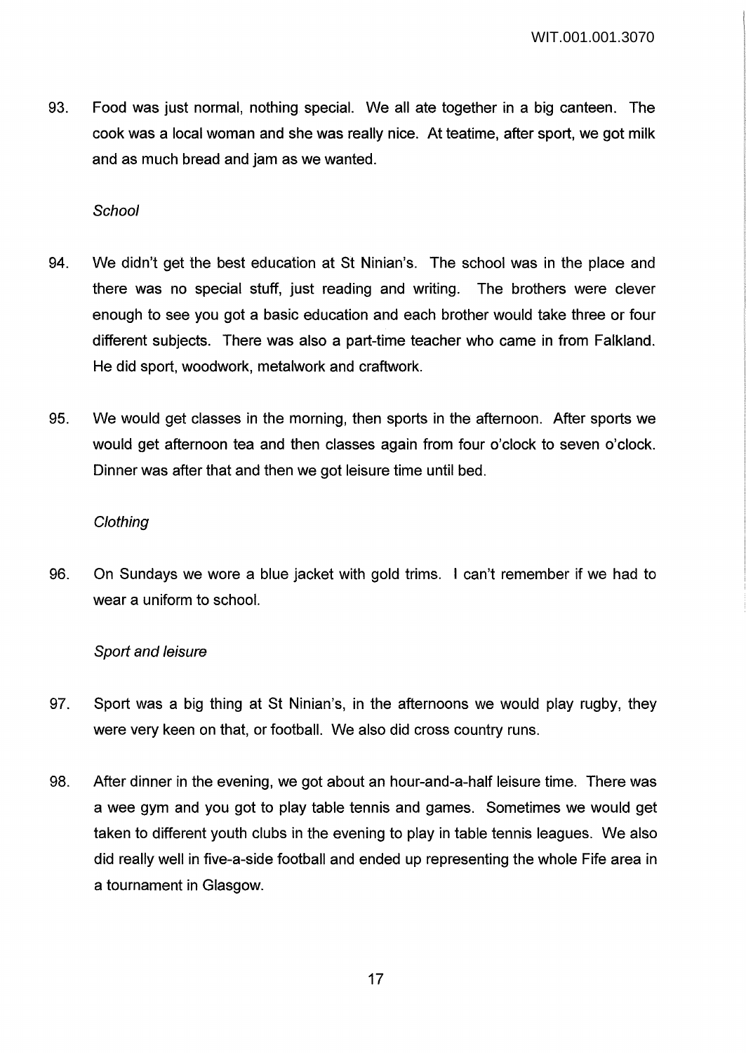93. Food was just normal, nothing special. We all ate together in a big canteen. The cook was a local woman and she was really nice. At teatime, after sport, we got milk and as much bread and jam as we wanted.

*School*

94. We didn't get the best education at St Ninian's. The school was in the place and there was no special stuff, just reading and writing. The brothers were clever enough to see you got a basic education and each brother would take three or four different subjects. There was also a part-time teacher who came in from Falkland. He did sport, woodwork, metalwork and craftwork.

95. We would get classes in the morning, then sports in the afternoon. After sports we would get afternoon tea and then classes again from four o'clock to seven o'clock. Dinner was after that and then we got leisure time until bed.

*Clothing*

96. On Sundays we wore a blue jacket with gold trims. I can't remember if we had to wear a uniform to school.

*Sport and leisure*

97. Sport was a big thing at St Ninian's, in the afternoons we would play rugby, they were very keen on that, or football. We also did cross country runs.

98. After dinner in the evening, we got about an hour-and-a-half leisure time. There was a wee gym and you got to play table tennis and games. Sometimes we would get taken to different youth clubs in the evening to play in table tennis leagues. We also did really well in five-a-side football and ended up representing the whole Fife area in a tournament in Glasgow.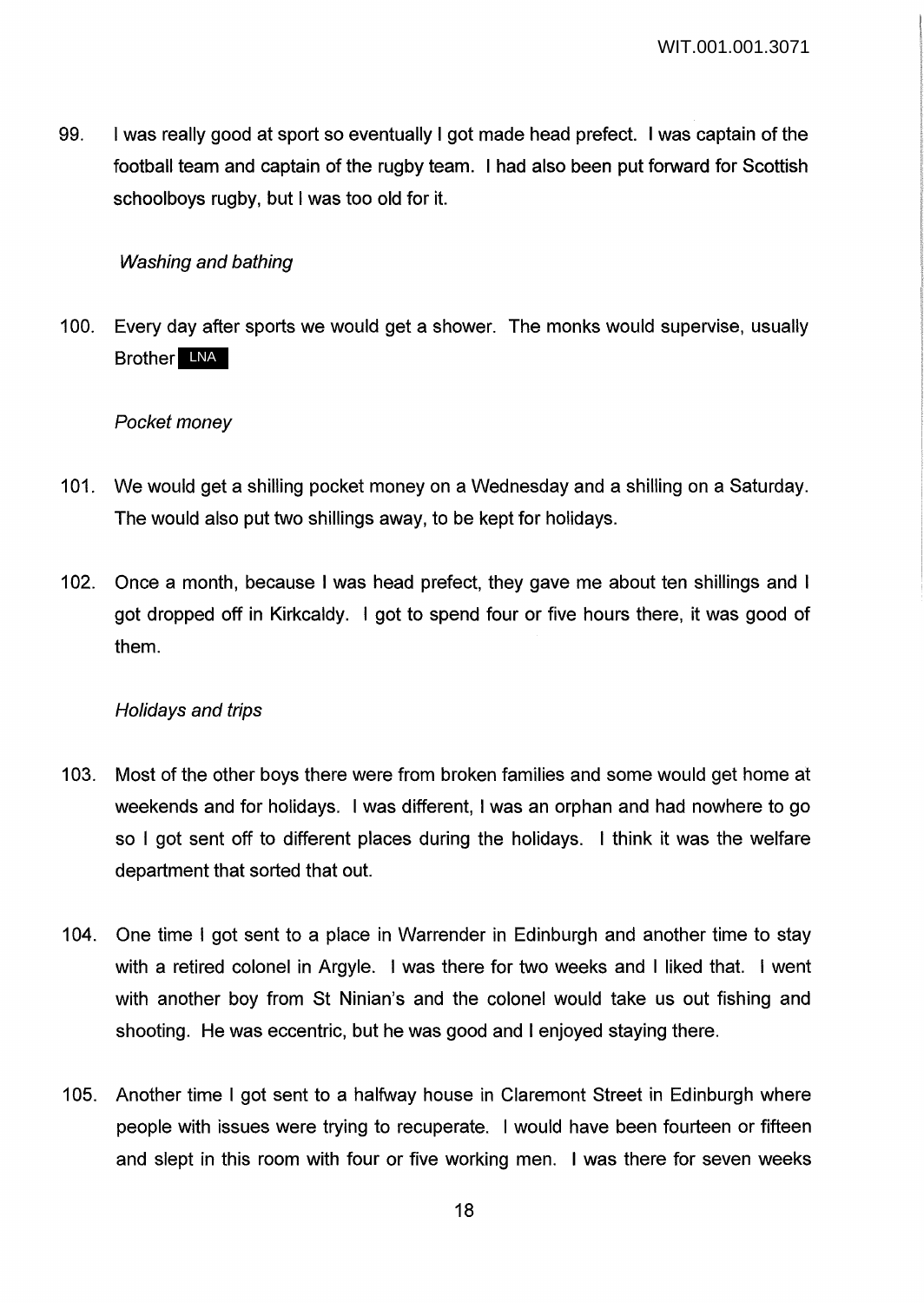99. I was really good at sport so eventually I got made head prefect. I was captain of the football team and captain of the rugby team. I had also been put forward for Scottish schoolboys rugby, but I was too old for it.

*Washing and bathing*

100. Every day after sports we would get a shower. The monks would supervise, usually Brother LNA

*Pocket money*

101. We would get a shilling pocket money on a Wednesday and a shilling on a Saturday. The would also put two shillings away, to be kept for holidays.

102. Once a month, because I was head prefect, they gave me about ten shillings and I got dropped off in Kirkcaldy. I got to spend four or five hours there, it was good of them.

*Holidays and trips*

103. Most of the other boys there were from broken families and some would get home at weekends and for holidays. I was different, I was an orphan and had nowhere to go so I got sent off to different places during the holidays. I think it was the welfare department that sorted that out.

104. One time I got sent to a place in Warrender in Edinburgh and another time to stay with a retired colonel in Argyle. I was there for two weeks and I liked that. I went with another boy from St Ninian's and the colonel would take us out fishing and shooting. He was eccentric, but he was good and I enjoyed staying there.

105. Another time I got sent to a halfway house in Claremont Street in Edinburgh where people with issues were trying to recuperate. I would have been fourteen or fifteen and slept in this room with four or five working men. I was there for seven weeks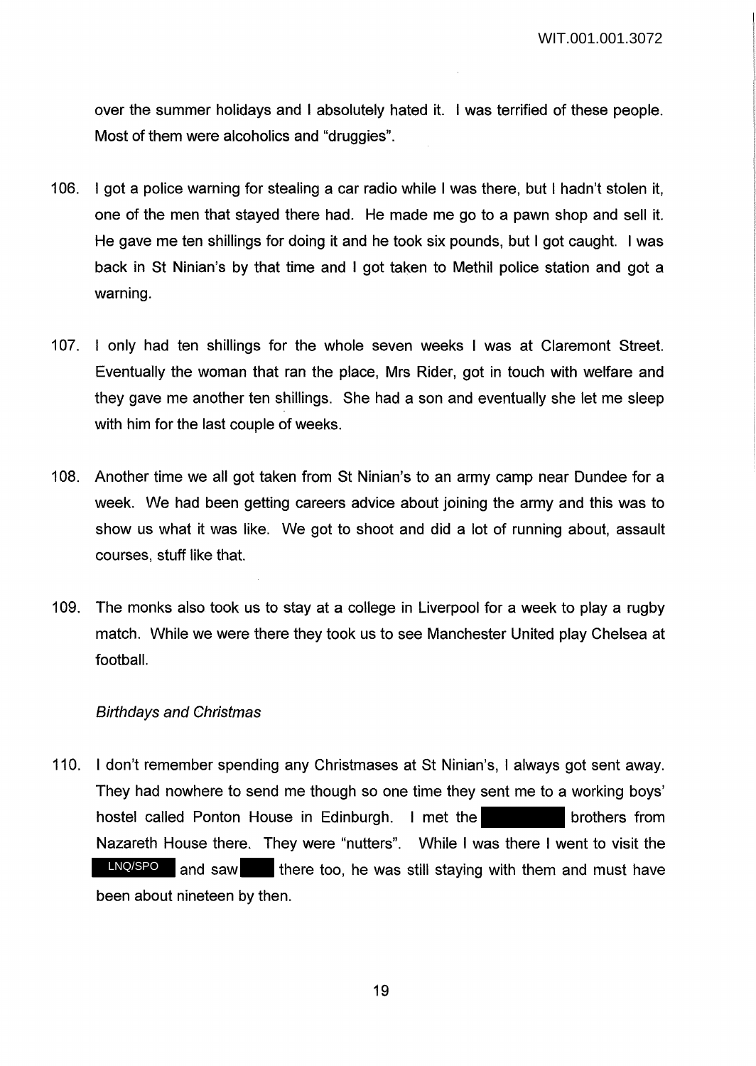over the summer holidays and I absolutely hated it. I was terrified of these people. Most of them were alcoholics and "druggies".

106. I got a police warning for stealing a car radio while I was there, but I hadn't stolen it, one of the men that stayed there had. He made me go to a pawn shop and sell it. He gave me ten shillings for doing it and he took six pounds, but I got caught. I was back in St Ninian's by that time and I got taken to Methil police station and got a warning.

107. I only had ten shillings for the whole seven weeks I was at Claremont Street. Eventually the woman that ran the place, Mrs Rider, got in touch with welfare and they gave me another ten shillings. She had a son and eventually she let me sleep with him for the last couple of weeks.

108. Another time we all got taken from St Ninian's to an army camp near Dundee for a week. We had been getting careers advice about joining the army and this was to show us what it was like. We got to shoot and did a lot of running about, assault courses, stuff like that.

109. The monks also took us to stay at a college in Liverpool for a week to play a rugby match. While we were there they took us to see Manchester United play Chelsea at football.

*Birthdays and Christmas*

110. I don't remember spending any Christmases at St Ninian's, I always got sent away. They had nowhere to send me though so one time they sent me to a working boys' hostel called Ponton House in Edinburgh. I met the [REDACTED] brothers from Nazareth House there. They were "nutters". While I was there I went to visit the [LNQ/SPO] and saw [REDACTED] there too, he was still staying with them and must have been about nineteen by then.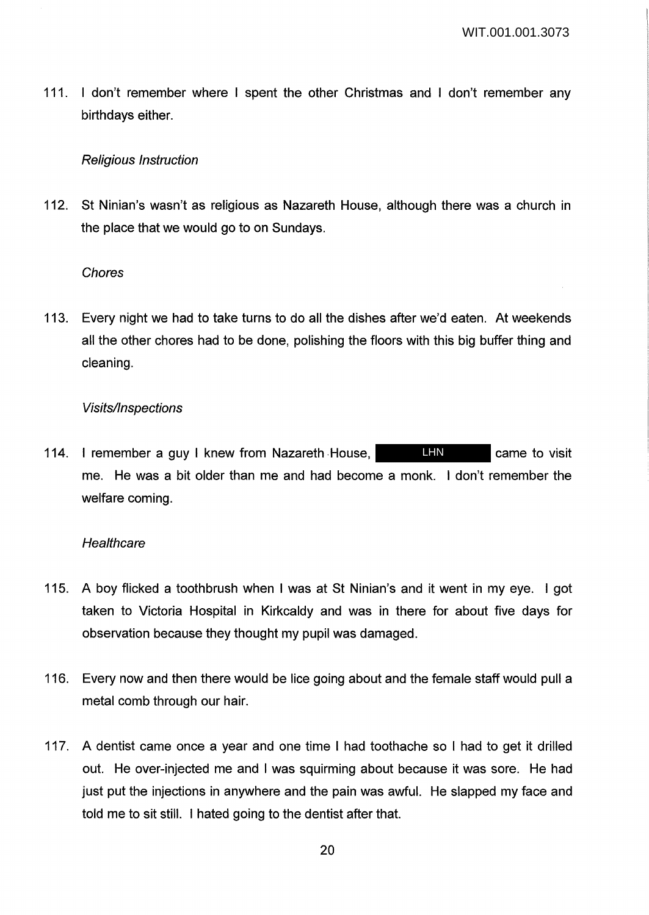111. I don't remember where I spent the other Christmas and I don't remember any birthdays either.

*Religious Instruction*

112. St Ninian's wasn't as religious as Nazareth House, although there was a church in the place that we would go to on Sundays.

*Chores*

113. Every night we had to take turns to do all the dishes after we'd eaten. At weekends all the other chores had to be done, polishing the floors with this big buffer thing and cleaning.

*Visits/Inspections*

114. I remember a guy I knew from Nazareth House, LHN came to visit me. He was a bit older than me and had become a monk. I don't remember the welfare coming.

*Healthcare*

115. A boy flicked a toothbrush when I was at St Ninian's and it went in my eye. I got taken to Victoria Hospital in Kirkcaldy and was in there for about five days for observation because they thought my pupil was damaged.

116. Every now and then there would be lice going about and the female staff would pull a metal comb through our hair.

117. A dentist came once a year and one time I had toothache so I had to get it drilled out. He over-injected me and I was squirming about because it was sore. He had just put the injections in anywhere and the pain was awful. He slapped my face and told me to sit still. I hated going to the dentist after that.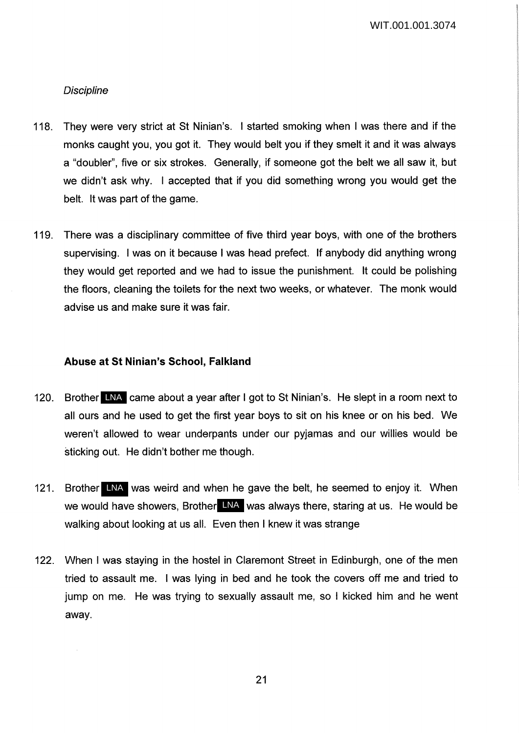*Discipline*

118. They were very strict at St Ninian's. I started smoking when I was there and if the monks caught you, you got it. They would belt you if they smelt it and it was always a "doubler", five or six strokes. Generally, if someone got the belt we all saw it, but we didn't ask why. I accepted that if you did something wrong you would get the belt. It was part of the game.

119. There was a disciplinary committee of five third year boys, with one of the brothers supervising. I was on it because I was head prefect. If anybody did anything wrong they would get reported and we had to issue the punishment. It could be polishing the floors, cleaning the toilets for the next two weeks, or whatever. The monk would advise us and make sure it was fair.

**Abuse at St Ninian's School, Falkland**

120. Brother LNA came about a year after I got to St Ninian's. He slept in a room next to all ours and he used to get the first year boys to sit on his knee or on his bed. We weren't allowed to wear underpants under our pyjamas and our willies would be sticking out. He didn't bother me though.

121. Brother LNA was weird and when he gave the belt, he seemed to enjoy it. When we would have showers, Brother LNA was always there, staring at us. He would be walking about looking at us all. Even then I knew it was strange

122. When I was staying in the hostel in Claremont Street in Edinburgh, one of the men tried to assault me. I was lying in bed and he took the covers off me and tried to jump on me. He was trying to sexually assault me, so I kicked him and he went away.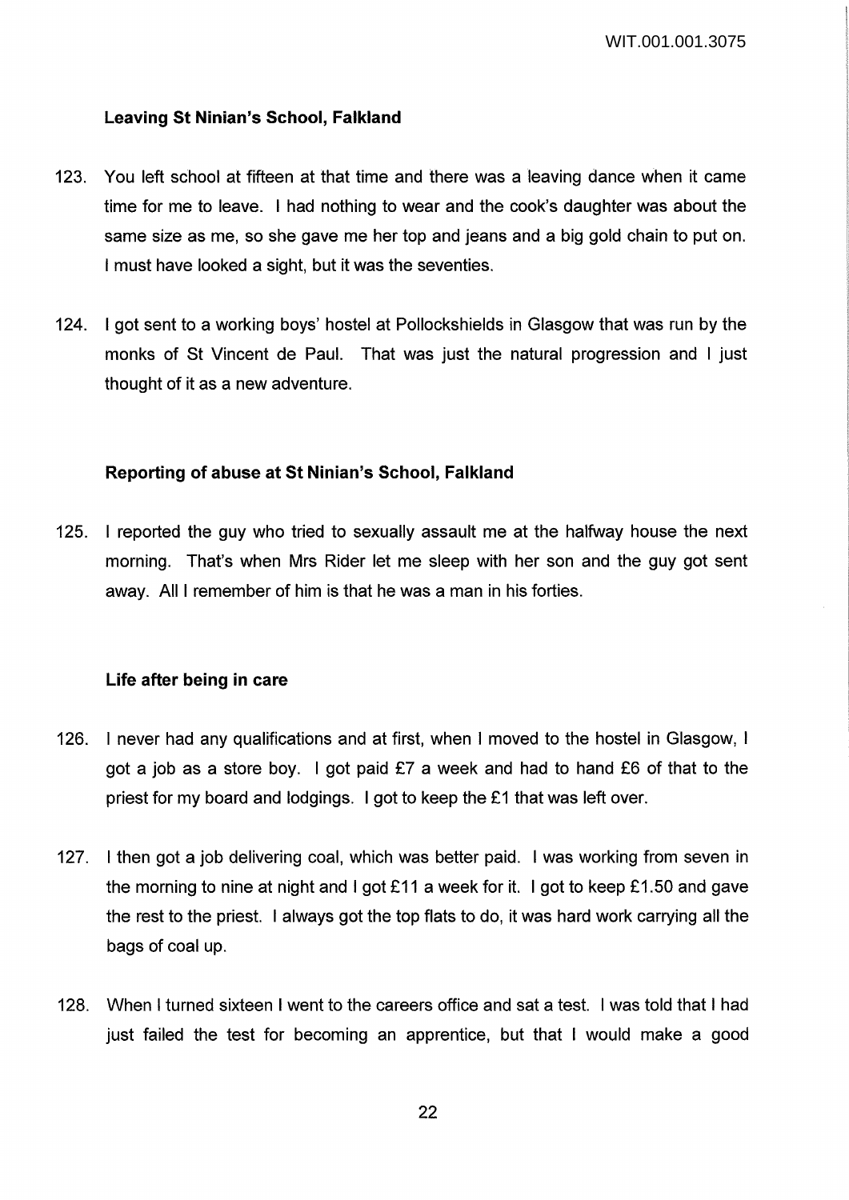### Leaving St Ninian's School, Falkland

123. You left school at fifteen at that time and there was a leaving dance when it came time for me to leave. I had nothing to wear and the cook's daughter was about the same size as me, so she gave me her top and jeans and a big gold chain to put on. I must have looked a sight, but it was the seventies.

124. I got sent to a working boys' hostel at Pollockshields in Glasgow that was run by the monks of St Vincent de Paul. That was just the natural progression and I just thought of it as a new adventure.

### Reporting of abuse at St Ninian's School, Falkland

125. I reported the guy who tried to sexually assault me at the halfway house the next morning. That's when Mrs Rider let me sleep with her son and the guy got sent away. All I remember of him is that he was a man in his forties.

### Life after being in care

126. I never had any qualifications and at first, when I moved to the hostel in Glasgow, I got a job as a store boy. I got paid £7 a week and had to hand £6 of that to the priest for my board and lodgings. I got to keep the £1 that was left over.

127. I then got a job delivering coal, which was better paid. I was working from seven in the morning to nine at night and I got £11 a week for it. I got to keep £1.50 and gave the rest to the priest. I always got the top flats to do, it was hard work carrying all the bags of coal up.

128. When I turned sixteen I went to the careers office and sat a test. I was told that I had just failed the test for becoming an apprentice, but that I would make a good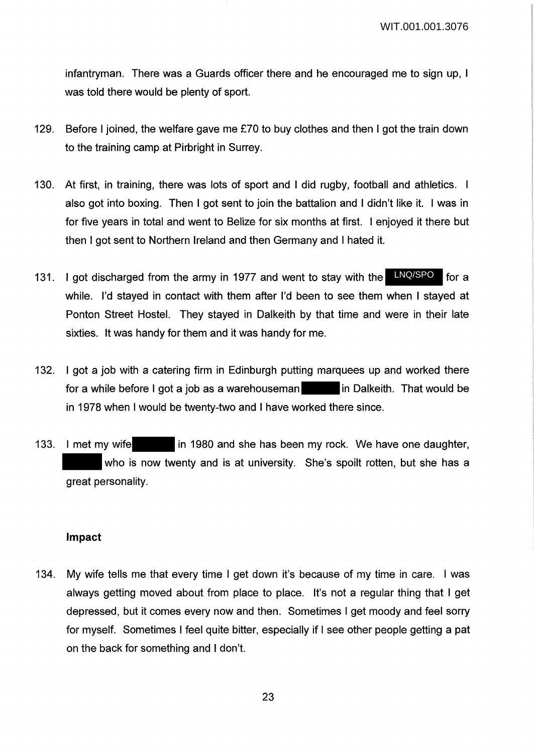infantryman. There was a Guards officer there and he encouraged me to sign up, I was told there would be plenty of sport.

129. Before I joined, the welfare gave me £70 to buy clothes and then I got the train down to the training camp at Pirbright in Surrey.

130. At first, in training, there was lots of sport and I did rugby, football and athletics. I also got into boxing. Then I got sent to join the battalion and I didn't like it. I was in for five years in total and went to Belize for six months at first. I enjoyed it there but then I got sent to Northern Ireland and then Germany and I hated it.

131. I got discharged from the army in 1977 and went to stay with the LNQ/SPO for a while. I'd stayed in contact with them after I'd been to see them when I stayed at Ponton Street Hostel. They stayed in Dalkeith by that time and were in their late sixties. It was handy for them and it was handy for me.

132. I got a job with a catering firm in Edinburgh putting marquees up and worked there for a while before I got a job as a warehouseman [redacted] in Dalkeith. That would be in 1978 when I would be twenty-two and I have worked there since.

133. I met my wife [redacted] in 1980 and she has been my rock. We have one daughter, [redacted] who is now twenty and is at university. She's spoilt rotten, but she has a great personality.

### Impact

134. My wife tells me that every time I get down it's because of my time in care. I was always getting moved about from place to place. It's not a regular thing that I get depressed, but it comes every now and then. Sometimes I get moody and feel sorry for myself. Sometimes I feel quite bitter, especially if I see other people getting a pat on the back for something and I don't.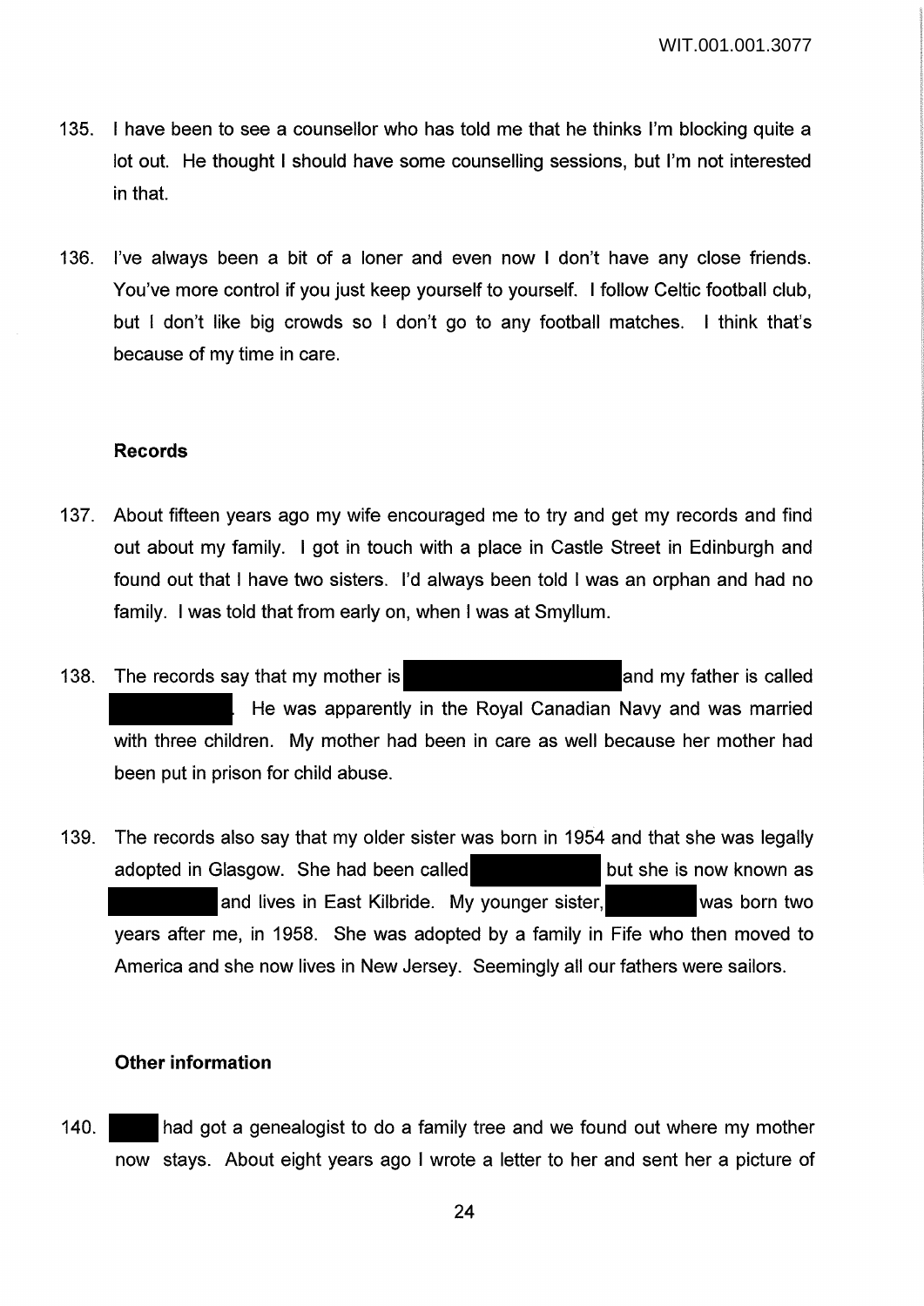135. I have been to see a counsellor who has told me that he thinks I'm blocking quite a lot out. He thought I should have some counselling sessions, but I'm not interested in that.

136. I've always been a bit of a loner and even now I don't have any close friends. You've more control if you just keep yourself to yourself. I follow Celtic football club, but I don't like big crowds so I don't go to any football matches. I think that's because of my time in care.

### Records

137. About fifteen years ago my wife encouraged me to try and get my records and find out about my family. I got in touch with a place in Castle Street in Edinburgh and found out that I have two sisters. I'd always been told I was an orphan and had no family. I was told that from early on, when I was at Smyllum.

138. The records say that my mother is [REDACTED] and my father is called [REDACTED]. He was apparently in the Royal Canadian Navy and was married with three children. My mother had been in care as well because her mother had been put in prison for child abuse.

139. The records also say that my older sister was born in 1954 and that she was legally adopted in Glasgow. She had been called [REDACTED] but she is now known as [REDACTED] and lives in East Kilbride. My younger sister, [REDACTED] was born two years after me, in 1958. She was adopted by a family in Fife who then moved to America and she now lives in New Jersey. Seemingly all our fathers were sailors.

### Other information

140. [REDACTED] had got a genealogist to do a family tree and we found out where my mother now stays. About eight years ago I wrote a letter to her and sent her a picture of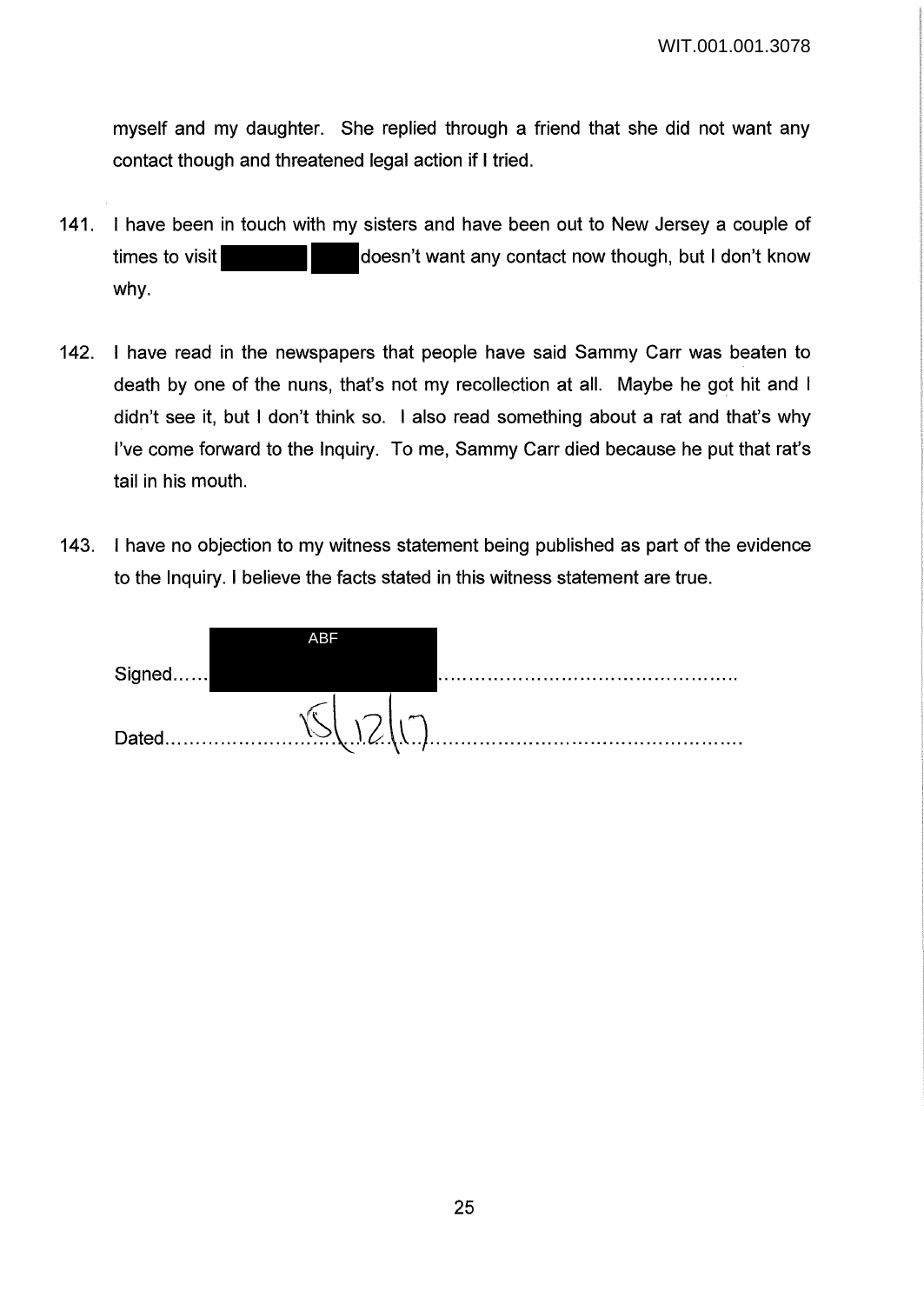myself and my daughter. She replied through a friend that she did not want any contact though and threatened legal action if I tried.

141. I have been in touch with my sisters and have been out to New Jersey a couple of times to visit [redacted] [redacted] doesn't want any contact now though, but I don't know why.

142. I have read in the newspapers that people have said Sammy Carr was beaten to death by one of the nuns, that's not my recollection at all. Maybe he got hit and I didn't see it, but I don't think so. I also read something about a rat and that's why I've come forward to the Inquiry. To me, Sammy Carr died because he put that rat's tail in his mouth.

143. I have no objection to my witness statement being published as part of the evidence to the Inquiry. I believe the facts stated in this witness statement are true.

Signed...... ABF ..................................................

Dated............................ 15/12/17 ..................................................